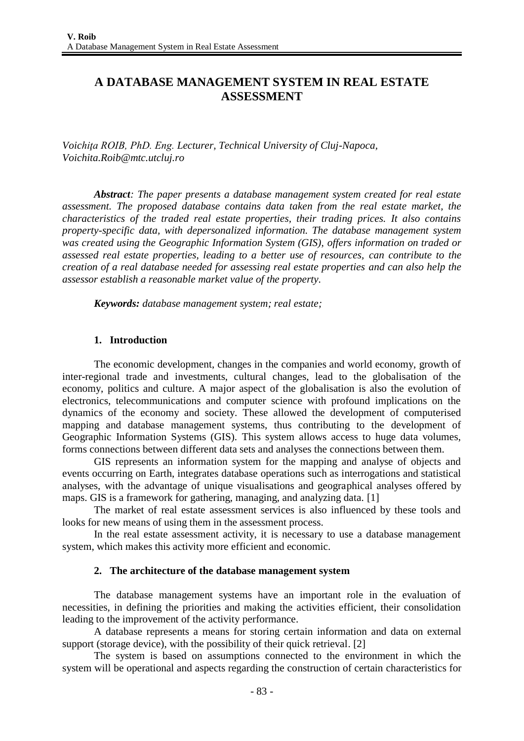# A DATABASE MANAGEMENT SYSTEM IN REAL ESTATE ASSESSMENT

*Voichiţa ROIB, PhD. Eng. Lecturer, Technical University of Cluj-Napoca, Voichita.Roib@mtc.utcluj.ro*

***Abstract**: The paper presents a database management system created for real estate assessment. The proposed database contains data taken from the real estate market, the characteristics of the traded real estate properties, their trading prices. It also contains property-specific data, with depersonalized information. The database management system was created using the Geographic Information System (GIS), offers information on traded or assessed real estate properties, leading to a better use of resources, can contribute to the creation of a real database needed for assessing real estate properties and can also help the assessor establish a reasonable market value of the property.*

***Keywords:** database management system; real estate;*

## 1. Introduction

The economic development, changes in the companies and world economy, growth of inter-regional trade and investments, cultural changes, lead to the globalisation of the economy, politics and culture. A major aspect of the globalisation is also the evolution of electronics, telecommunications and computer science with profound implications on the dynamics of the economy and society. These allowed the development of computerised mapping and database management systems, thus contributing to the development of Geographic Information Systems (GIS). This system allows access to huge data volumes, forms connections between different data sets and analyses the connections between them.

GIS represents an information system for the mapping and analyse of objects and events occurring on Earth, integrates database operations such as interrogations and statistical analyses, with the advantage of unique visualisations and geographical analyses offered by maps. GIS is a framework for gathering, managing, and analyzing data. [1]

The market of real estate assessment services is also influenced by these tools and looks for new means of using them in the assessment process.

In the real estate assessment activity, it is necessary to use a database management system, which makes this activity more efficient and economic.

## 2. The architecture of the database management system

The database management systems have an important role in the evaluation of necessities, in defining the priorities and making the activities efficient, their consolidation leading to the improvement of the activity performance.

A database represents a means for storing certain information and data on external support (storage device), with the possibility of their quick retrieval. [2]

The system is based on assumptions connected to the environment in which the system will be operational and aspects regarding the construction of certain characteristics for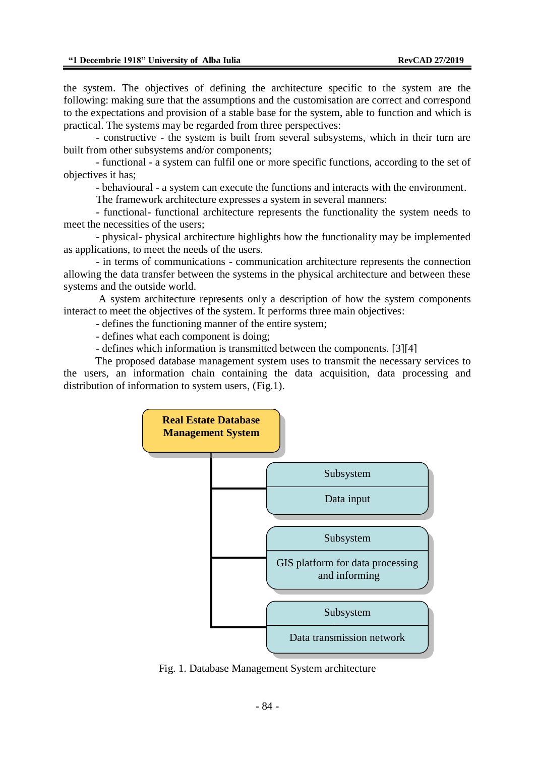the system. The objectives of defining the architecture specific to the system are the following: making sure that the assumptions and the customisation are correct and correspond to the expectations and provision of a stable base for the system, able to function and which is practical. The systems may be regarded from three perspectives:

- constructive - the system is built from several subsystems, which in their turn are built from other subsystems and/or components;
- functional - a system can fulfil one or more specific functions, according to the set of objectives it has;
- behavioural - a system can execute the functions and interacts with the environment.

The framework architecture expresses a system in several manners:

- functional- functional architecture represents the functionality the system needs to meet the necessities of the users;
- physical- physical architecture highlights how the functionality may be implemented as applications, to meet the needs of the users.
- in terms of communications - communication architecture represents the connection allowing the data transfer between the systems in the physical architecture and between these systems and the outside world.

A system architecture represents only a description of how the system components interact to meet the objectives of the system. It performs three main objectives:

- defines the functioning manner of the entire system;
- defines what each component is doing;
- defines which information is transmitted between the components. [3][4]

The proposed database management system uses to transmit the necessary services to the users, an information chain containing the data acquisition, data processing and distribution of information to system users, (Fig.1).

**Real Estate Database Management System**

- Subsystem: Data input
- Subsystem: GIS platform for data processing and informing
- Subsystem: Data transmission network

Fig. 1. Database Management System architecture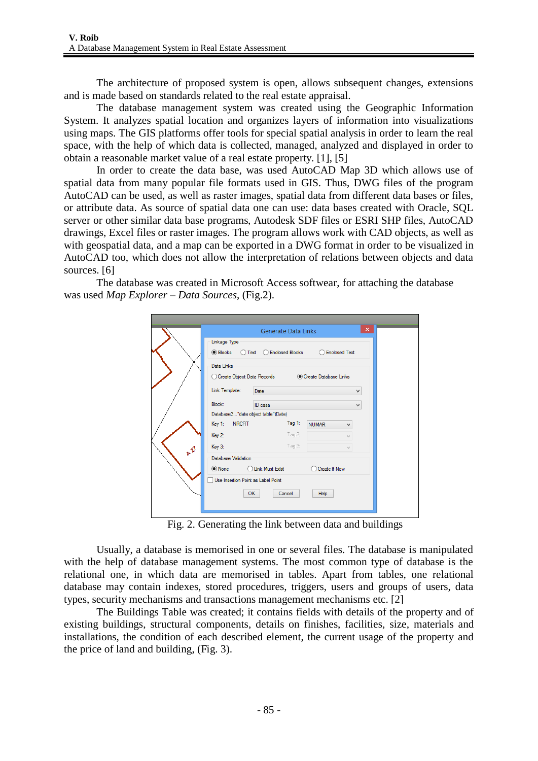The architecture of proposed system is open, allows subsequent changes, extensions and is made based on standards related to the real estate appraisal.

The database management system was created using the Geographic Information System. It analyzes spatial location and organizes layers of information into visualizations using maps. The GIS platforms offer tools for special spatial analysis in order to learn the real space, with the help of which data is collected, managed, analyzed and displayed in order to obtain a reasonable market value of a real estate property. [1], [5]

In order to create the data base, was used AutoCAD Map 3D which allows use of spatial data from many popular file formats used in GIS. Thus, DWG files of the program AutoCAD can be used, as well as raster images, spatial data from different data bases or files, or attribute data. As source of spatial data one can use: data bases created with Oracle, SQL server or other similar data base programs, Autodesk SDF files or ESRI SHP files, AutoCAD drawings, Excel files or raster images. The program allows work with CAD objects, as well as with geospatial data, and a map can be exported in a DWG format in order to be visualized in AutoCAD too, which does not allow the interpretation of relations between objects and data sources. [6]

The database was created in Microsoft Access softwear, for attaching the database was used *Map Explorer – Data Sources*, (Fig.2).

Fig. 2. Generating the link between data and buildings

Usually, a database is memorised in one or several files. The database is manipulated with the help of database management systems. The most common type of database is the relational one, in which data are memorised in tables. Apart from tables, one relational database may contain indexes, stored procedures, triggers, users and groups of users, data types, security mechanisms and transactions management mechanisms etc. [2]

The Buildings Table was created; it contains fields with details of the property and of existing buildings, structural components, details on finishes, facilities, size, materials and installations, the condition of each described element, the current usage of the property and the price of land and building, (Fig. 3).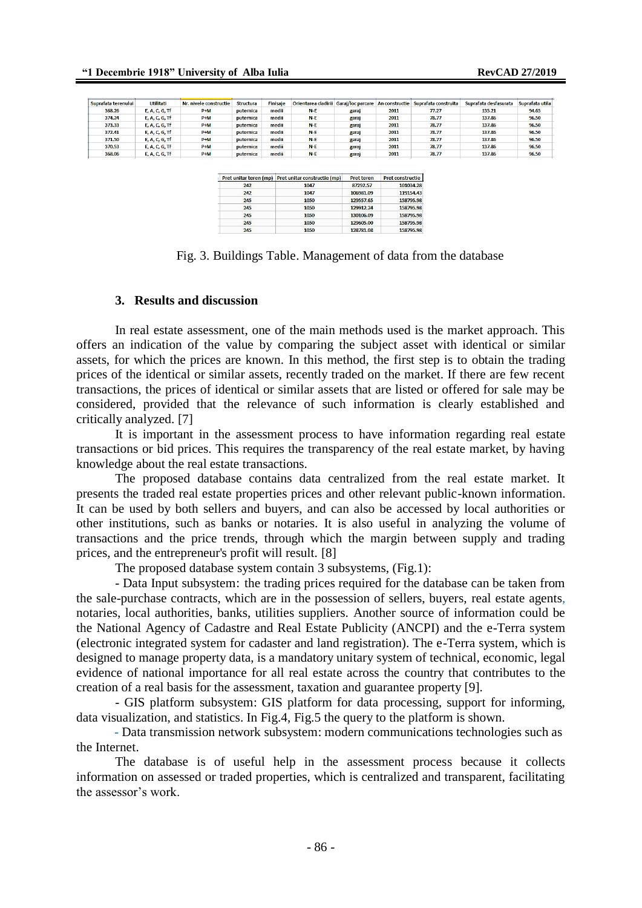| Suprafata terenului | Utilitati | Nr. nivele constructie | Structura | Finisaje | Orientarea cladirii | Garaj/loc parcare | An constructie | Suprafata construita | Suprafata desfasurata | Suprafata utila |
|---|---|---|---|---|---|---|---|---|---|---|
| 368.26 | E, A, C, G, Tf | P+M | puternica | medii | N-E | garaj | 2011 | 77.27 | 135.21 | 94.65 |
| 374.24 | E, A, C, G, Tf | P+M | puternica | medii | N-E | garaj | 2011 | 78.77 | 137.86 | 96.50 |
| 373.33 | E, A, C, G, Tf | P+M | puternica | medii | N-E | garaj | 2011 | 78.77 | 137.86 | 96.50 |
| 372.41 | E, A, C, G, Tf | P+M | puternica | medii | N-E | garaj | 2011 | 78.77 | 137.86 | 96.50 |
| 371.50 | E, A, C, G, Tf | P+M | puternica | medii | N-E | garaj | 2011 | 78.77 | 137.86 | 96.50 |
| 370.53 | E, A, C, G, Tf | P+M | puternica | medii | N-E | garaj | 2011 | 78.77 | 137.86 | 96.50 |
| 368.06 | E, A, C, G, Tf | P+M | puternica | medii | N-E | garaj | 2011 | 78.77 | 137.86 | 96.50 |

| Pret unitar teren (mp) | Pret unitar constructie (mp) | Pret teren | Pret constructie |
|---|---|---|---|
| 242 | 1047 | 87292.57 | 101034.28 |
| 242 | 1047 | 106981.09 | 119154.43 |
| 245 | 1050 | 129557.65 | 158795.98 |
| 245 | 1050 | 129912.24 | 158795.98 |
| 245 | 1050 | 130106.09 | 158795.98 |
| 245 | 1050 | 129605.00 | 158795.98 |
| 245 | 1050 | 128781.08 | 158795.98 |

Fig. 3. Buildings Table. Management of data from the database

### 3. Results and discussion

In real estate assessment, one of the main methods used is the market approach. This offers an indication of the value by comparing the subject asset with identical or similar assets, for which the prices are known. In this method, the first step is to obtain the trading prices of the identical or similar assets, recently traded on the market. If there are few recent transactions, the prices of identical or similar assets that are listed or offered for sale may be considered, provided that the relevance of such information is clearly established and critically analyzed. [7]

It is important in the assessment process to have information regarding real estate transactions or bid prices. This requires the transparency of the real estate market, by having knowledge about the real estate transactions.

The proposed database contains data centralized from the real estate market. It presents the traded real estate properties prices and other relevant public-known information. It can be used by both sellers and buyers, and can also be accessed by local authorities or other institutions, such as banks or notaries. It is also useful in analyzing the volume of transactions and the price trends, through which the margin between supply and trading prices, and the entrepreneur's profit will result. [8]

The proposed database system contain 3 subsystems, (Fig.1):

- Data Input subsystem: the trading prices required for the database can be taken from the sale-purchase contracts, which are in the possession of sellers, buyers, real estate agents, notaries, local authorities, banks, utilities suppliers. Another source of information could be the National Agency of Cadastre and Real Estate Publicity (ANCPI) and the e-Terra system (electronic integrated system for cadaster and land registration). The e-Terra system, which is designed to manage property data, is a mandatory unitary system of technical, economic, legal evidence of national importance for all real estate across the country that contributes to the creation of a real basis for the assessment, taxation and guarantee property [9].

- GIS platform subsystem: GIS platform for data processing, support for informing, data visualization, and statistics. In Fig.4, Fig.5 the query to the platform is shown.

- Data transmission network subsystem: modern communications technologies such as the Internet.

The database is of useful help in the assessment process because it collects information on assessed or traded properties, which is centralized and transparent, facilitating the assessor's work.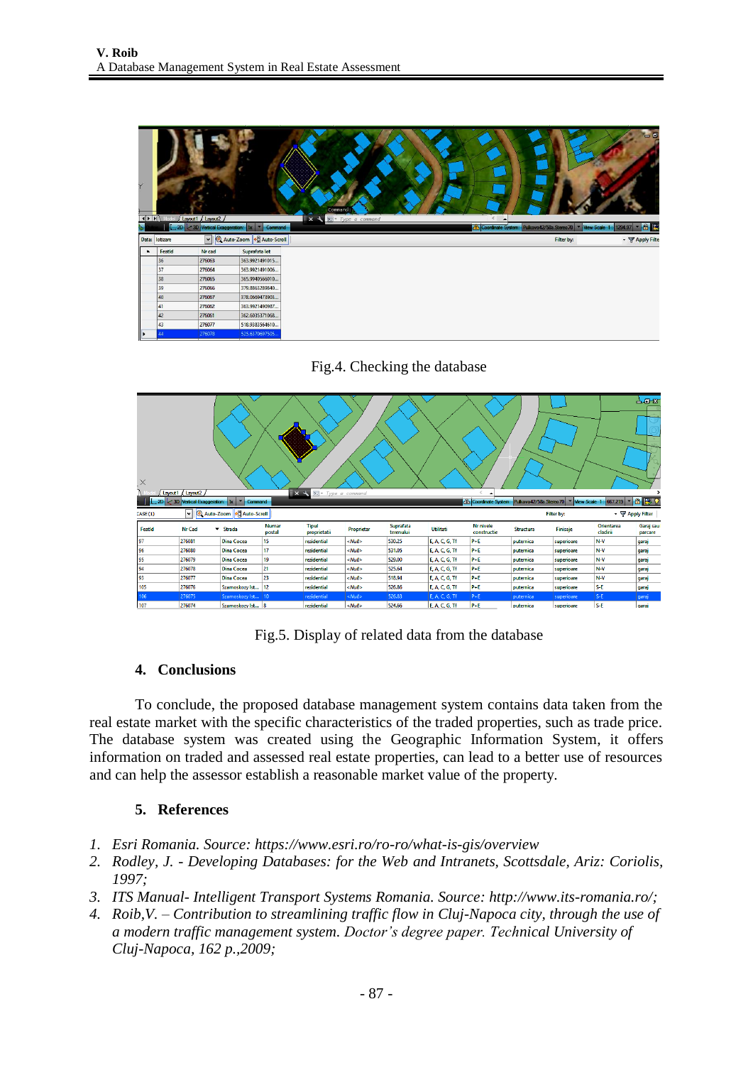Fig.4. Checking the database

Fig.5. Display of related data from the database

## 4. Conclusions

To conclude, the proposed database management system contains data taken from the real estate market with the specific characteristics of the traded properties, such as trade price. The database system was created using the Geographic Information System, it offers information on traded and assessed real estate properties, can lead to a better use of resources and can help the assessor establish a reasonable market value of the property.

## 5. References

1. *Esri Romania. Source: https://www.esri.ro/ro-ro/what-is-gis/overview*
2. *Rodley, J. - Developing Databases: for the Web and Intranets, Scottsdale, Ariz: Coriolis, 1997;*
3. *ITS Manual- Intelligent Transport Systems Romania. Source: http://www.its-romania.ro/;*
4. *Roib,V. – Contribution to streamlining traffic flow in Cluj-Napoca city, through the use of a modern traffic management system. Doctor's degree paper. Technical University of Cluj-Napoca, 162 p.,2009;*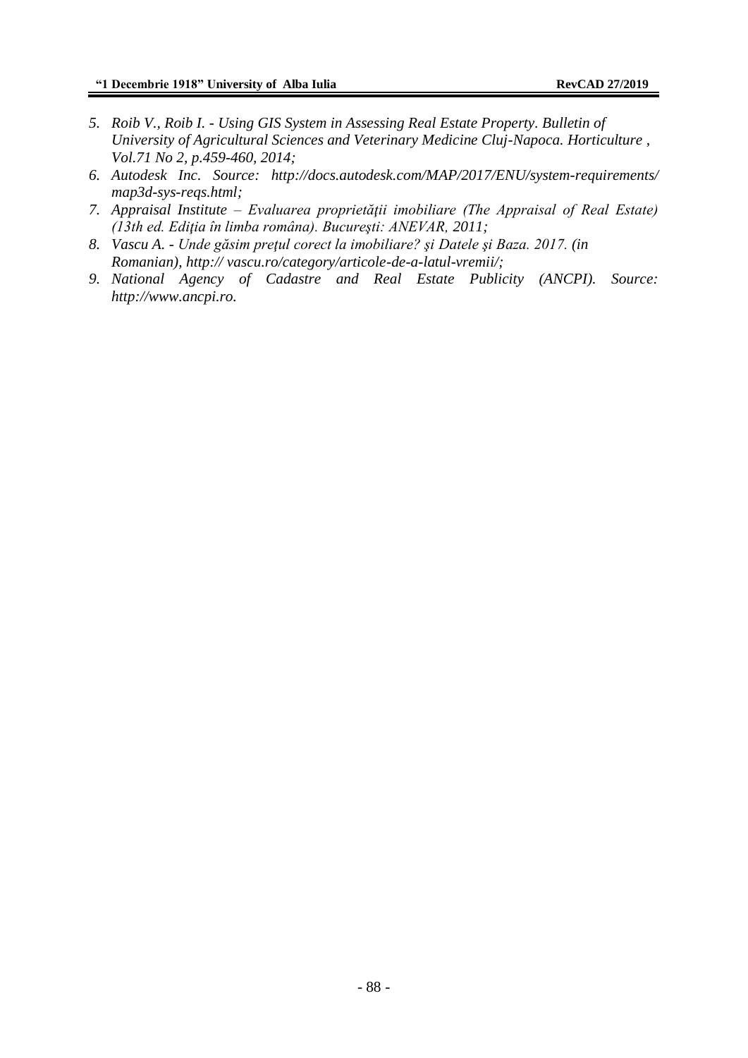5. *Roib V., Roib I. - Using GIS System in Assessing Real Estate Property. Bulletin of University of Agricultural Sciences and Veterinary Medicine Cluj-Napoca. Horticulture , Vol.71 No 2, p.459-460, 2014;*
6. *Autodesk Inc. Source: http://docs.autodesk.com/MAP/2017/ENU/system-requirements/ map3d-sys-reqs.html;*
7. *Appraisal Institute – Evaluarea proprietății imobiliare (The Appraisal of Real Estate) (13th ed. Ediția în limba româna). București: ANEVAR, 2011;*
8. *Vascu A. - Unde găsim prețul corect la imobiliare? și Datele și Baza. 2017. (in Romanian), http:// vascu.ro/category/articole-de-a-latul-vremii/;*
9. *National Agency of Cadastre and Real Estate Publicity (ANCPI). Source: http://www.ancpi.ro.*